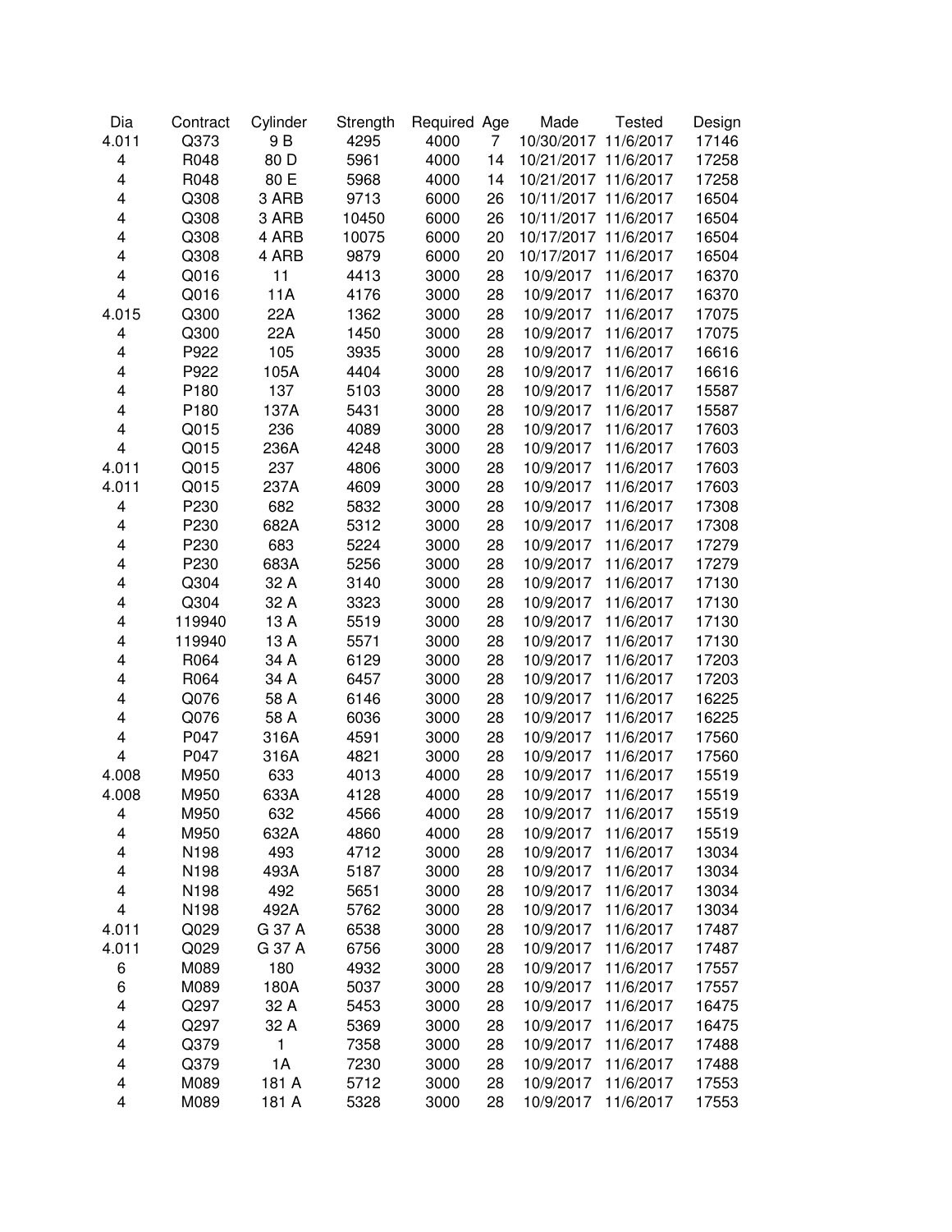| Dia | Contract | Cylinder | Strength | Required | Age | Made | Tested | Design |
|---|---|---|---|---|---|---|---|---|
| 4.011 | Q373 | 9 B | 4295 | 4000 | 7 | 10/30/2017 | 11/6/2017 | 17146 |
| 4 | R048 | 80 D | 5961 | 4000 | 14 | 10/21/2017 | 11/6/2017 | 17258 |
| 4 | R048 | 80 E | 5968 | 4000 | 14 | 10/21/2017 | 11/6/2017 | 17258 |
| 4 | Q308 | 3 ARB | 9713 | 6000 | 26 | 10/11/2017 | 11/6/2017 | 16504 |
| 4 | Q308 | 3 ARB | 10450 | 6000 | 26 | 10/11/2017 | 11/6/2017 | 16504 |
| 4 | Q308 | 4 ARB | 10075 | 6000 | 20 | 10/17/2017 | 11/6/2017 | 16504 |
| 4 | Q308 | 4 ARB | 9879 | 6000 | 20 | 10/17/2017 | 11/6/2017 | 16504 |
| 4 | Q016 | 11 | 4413 | 3000 | 28 | 10/9/2017 | 11/6/2017 | 16370 |
| 4 | Q016 | 11A | 4176 | 3000 | 28 | 10/9/2017 | 11/6/2017 | 16370 |
| 4.015 | Q300 | 22A | 1362 | 3000 | 28 | 10/9/2017 | 11/6/2017 | 17075 |
| 4 | Q300 | 22A | 1450 | 3000 | 28 | 10/9/2017 | 11/6/2017 | 17075 |
| 4 | P922 | 105 | 3935 | 3000 | 28 | 10/9/2017 | 11/6/2017 | 16616 |
| 4 | P922 | 105A | 4404 | 3000 | 28 | 10/9/2017 | 11/6/2017 | 16616 |
| 4 | P180 | 137 | 5103 | 3000 | 28 | 10/9/2017 | 11/6/2017 | 15587 |
| 4 | P180 | 137A | 5431 | 3000 | 28 | 10/9/2017 | 11/6/2017 | 15587 |
| 4 | Q015 | 236 | 4089 | 3000 | 28 | 10/9/2017 | 11/6/2017 | 17603 |
| 4 | Q015 | 236A | 4248 | 3000 | 28 | 10/9/2017 | 11/6/2017 | 17603 |
| 4.011 | Q015 | 237 | 4806 | 3000 | 28 | 10/9/2017 | 11/6/2017 | 17603 |
| 4.011 | Q015 | 237A | 4609 | 3000 | 28 | 10/9/2017 | 11/6/2017 | 17603 |
| 4 | P230 | 682 | 5832 | 3000 | 28 | 10/9/2017 | 11/6/2017 | 17308 |
| 4 | P230 | 682A | 5312 | 3000 | 28 | 10/9/2017 | 11/6/2017 | 17308 |
| 4 | P230 | 683 | 5224 | 3000 | 28 | 10/9/2017 | 11/6/2017 | 17279 |
| 4 | P230 | 683A | 5256 | 3000 | 28 | 10/9/2017 | 11/6/2017 | 17279 |
| 4 | Q304 | 32 A | 3140 | 3000 | 28 | 10/9/2017 | 11/6/2017 | 17130 |
| 4 | Q304 | 32 A | 3323 | 3000 | 28 | 10/9/2017 | 11/6/2017 | 17130 |
| 4 | 119940 | 13 A | 5519 | 3000 | 28 | 10/9/2017 | 11/6/2017 | 17130 |
| 4 | 119940 | 13 A | 5571 | 3000 | 28 | 10/9/2017 | 11/6/2017 | 17130 |
| 4 | R064 | 34 A | 6129 | 3000 | 28 | 10/9/2017 | 11/6/2017 | 17203 |
| 4 | R064 | 34 A | 6457 | 3000 | 28 | 10/9/2017 | 11/6/2017 | 17203 |
| 4 | Q076 | 58 A | 6146 | 3000 | 28 | 10/9/2017 | 11/6/2017 | 16225 |
| 4 | Q076 | 58 A | 6036 | 3000 | 28 | 10/9/2017 | 11/6/2017 | 16225 |
| 4 | P047 | 316A | 4591 | 3000 | 28 | 10/9/2017 | 11/6/2017 | 17560 |
| 4 | P047 | 316A | 4821 | 3000 | 28 | 10/9/2017 | 11/6/2017 | 17560 |
| 4.008 | M950 | 633 | 4013 | 4000 | 28 | 10/9/2017 | 11/6/2017 | 15519 |
| 4.008 | M950 | 633A | 4128 | 4000 | 28 | 10/9/2017 | 11/6/2017 | 15519 |
| 4 | M950 | 632 | 4566 | 4000 | 28 | 10/9/2017 | 11/6/2017 | 15519 |
| 4 | M950 | 632A | 4860 | 4000 | 28 | 10/9/2017 | 11/6/2017 | 15519 |
| 4 | N198 | 493 | 4712 | 3000 | 28 | 10/9/2017 | 11/6/2017 | 13034 |
| 4 | N198 | 493A | 5187 | 3000 | 28 | 10/9/2017 | 11/6/2017 | 13034 |
| 4 | N198 | 492 | 5651 | 3000 | 28 | 10/9/2017 | 11/6/2017 | 13034 |
| 4 | N198 | 492A | 5762 | 3000 | 28 | 10/9/2017 | 11/6/2017 | 13034 |
| 4.011 | Q029 | G 37 A | 6538 | 3000 | 28 | 10/9/2017 | 11/6/2017 | 17487 |
| 4.011 | Q029 | G 37 A | 6756 | 3000 | 28 | 10/9/2017 | 11/6/2017 | 17487 |
| 6 | M089 | 180 | 4932 | 3000 | 28 | 10/9/2017 | 11/6/2017 | 17557 |
| 6 | M089 | 180A | 5037 | 3000 | 28 | 10/9/2017 | 11/6/2017 | 17557 |
| 4 | Q297 | 32 A | 5453 | 3000 | 28 | 10/9/2017 | 11/6/2017 | 16475 |
| 4 | Q297 | 32 A | 5369 | 3000 | 28 | 10/9/2017 | 11/6/2017 | 16475 |
| 4 | Q379 | 1 | 7358 | 3000 | 28 | 10/9/2017 | 11/6/2017 | 17488 |
| 4 | Q379 | 1A | 7230 | 3000 | 28 | 10/9/2017 | 11/6/2017 | 17488 |
| 4 | M089 | 181 A | 5712 | 3000 | 28 | 10/9/2017 | 11/6/2017 | 17553 |
| 4 | M089 | 181 A | 5328 | 3000 | 28 | 10/9/2017 | 11/6/2017 | 17553 |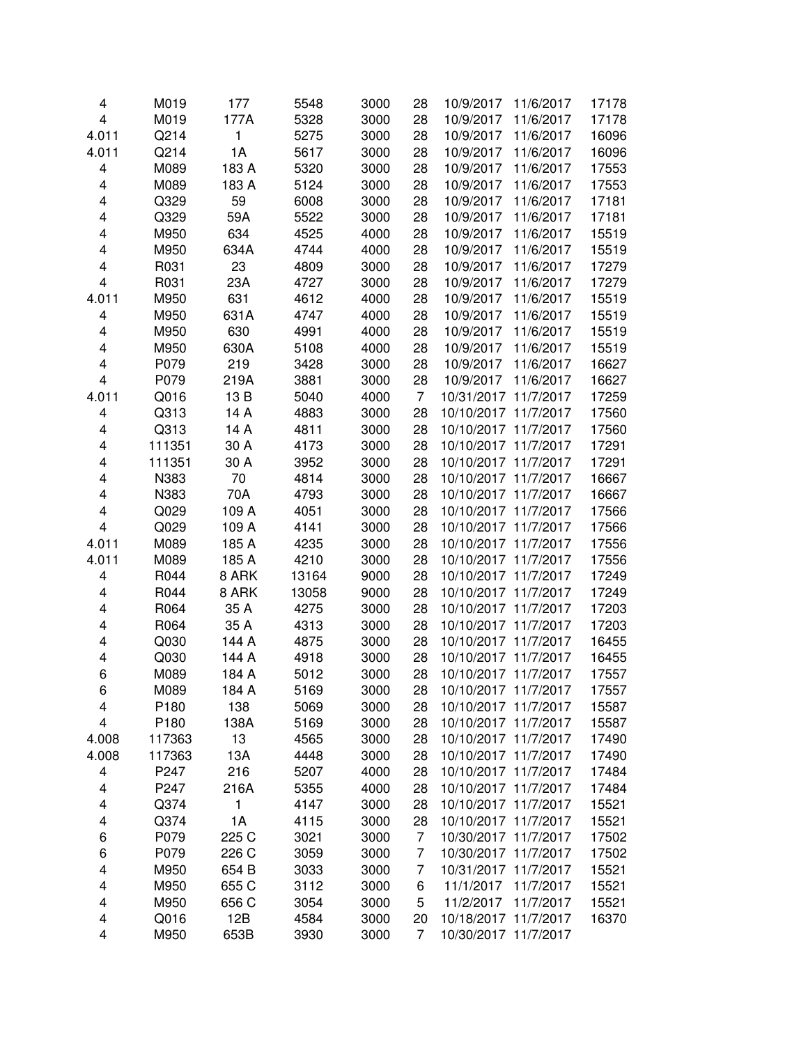| | | | | | | | | |
|---|---|---|---|---|---|---|---|---|
| 4 | M019 | 177 | 5548 | 3000 | 28 | 10/9/2017 | 11/6/2017 | 17178 |
| 4 | M019 | 177A | 5328 | 3000 | 28 | 10/9/2017 | 11/6/2017 | 17178 |
| 4.011 | Q214 | 1 | 5275 | 3000 | 28 | 10/9/2017 | 11/6/2017 | 16096 |
| 4.011 | Q214 | 1A | 5617 | 3000 | 28 | 10/9/2017 | 11/6/2017 | 16096 |
| 4 | M089 | 183 A | 5320 | 3000 | 28 | 10/9/2017 | 11/6/2017 | 17553 |
| 4 | M089 | 183 A | 5124 | 3000 | 28 | 10/9/2017 | 11/6/2017 | 17553 |
| 4 | Q329 | 59 | 6008 | 3000 | 28 | 10/9/2017 | 11/6/2017 | 17181 |
| 4 | Q329 | 59A | 5522 | 3000 | 28 | 10/9/2017 | 11/6/2017 | 17181 |
| 4 | M950 | 634 | 4525 | 4000 | 28 | 10/9/2017 | 11/6/2017 | 15519 |
| 4 | M950 | 634A | 4744 | 4000 | 28 | 10/9/2017 | 11/6/2017 | 15519 |
| 4 | R031 | 23 | 4809 | 3000 | 28 | 10/9/2017 | 11/6/2017 | 17279 |
| 4 | R031 | 23A | 4727 | 3000 | 28 | 10/9/2017 | 11/6/2017 | 17279 |
| 4.011 | M950 | 631 | 4612 | 4000 | 28 | 10/9/2017 | 11/6/2017 | 15519 |
| 4 | M950 | 631A | 4747 | 4000 | 28 | 10/9/2017 | 11/6/2017 | 15519 |
| 4 | M950 | 630 | 4991 | 4000 | 28 | 10/9/2017 | 11/6/2017 | 15519 |
| 4 | M950 | 630A | 5108 | 4000 | 28 | 10/9/2017 | 11/6/2017 | 15519 |
| 4 | P079 | 219 | 3428 | 3000 | 28 | 10/9/2017 | 11/6/2017 | 16627 |
| 4 | P079 | 219A | 3881 | 3000 | 28 | 10/9/2017 | 11/6/2017 | 16627 |
| 4.011 | Q016 | 13 B | 5040 | 4000 | 7 | 10/31/2017 | 11/7/2017 | 17259 |
| 4 | Q313 | 14 A | 4883 | 3000 | 28 | 10/10/2017 | 11/7/2017 | 17560 |
| 4 | Q313 | 14 A | 4811 | 3000 | 28 | 10/10/2017 | 11/7/2017 | 17560 |
| 4 | 111351 | 30 A | 4173 | 3000 | 28 | 10/10/2017 | 11/7/2017 | 17291 |
| 4 | 111351 | 30 A | 3952 | 3000 | 28 | 10/10/2017 | 11/7/2017 | 17291 |
| 4 | N383 | 70 | 4814 | 3000 | 28 | 10/10/2017 | 11/7/2017 | 16667 |
| 4 | N383 | 70A | 4793 | 3000 | 28 | 10/10/2017 | 11/7/2017 | 16667 |
| 4 | Q029 | 109 A | 4051 | 3000 | 28 | 10/10/2017 | 11/7/2017 | 17566 |
| 4 | Q029 | 109 A | 4141 | 3000 | 28 | 10/10/2017 | 11/7/2017 | 17566 |
| 4.011 | M089 | 185 A | 4235 | 3000 | 28 | 10/10/2017 | 11/7/2017 | 17556 |
| 4.011 | M089 | 185 A | 4210 | 3000 | 28 | 10/10/2017 | 11/7/2017 | 17556 |
| 4 | R044 | 8 ARK | 13164 | 9000 | 28 | 10/10/2017 | 11/7/2017 | 17249 |
| 4 | R044 | 8 ARK | 13058 | 9000 | 28 | 10/10/2017 | 11/7/2017 | 17249 |
| 4 | R064 | 35 A | 4275 | 3000 | 28 | 10/10/2017 | 11/7/2017 | 17203 |
| 4 | R064 | 35 A | 4313 | 3000 | 28 | 10/10/2017 | 11/7/2017 | 17203 |
| 4 | Q030 | 144 A | 4875 | 3000 | 28 | 10/10/2017 | 11/7/2017 | 16455 |
| 4 | Q030 | 144 A | 4918 | 3000 | 28 | 10/10/2017 | 11/7/2017 | 16455 |
| 6 | M089 | 184 A | 5012 | 3000 | 28 | 10/10/2017 | 11/7/2017 | 17557 |
| 6 | M089 | 184 A | 5169 | 3000 | 28 | 10/10/2017 | 11/7/2017 | 17557 |
| 4 | P180 | 138 | 5069 | 3000 | 28 | 10/10/2017 | 11/7/2017 | 15587 |
| 4 | P180 | 138A | 5169 | 3000 | 28 | 10/10/2017 | 11/7/2017 | 15587 |
| 4.008 | 117363 | 13 | 4565 | 3000 | 28 | 10/10/2017 | 11/7/2017 | 17490 |
| 4.008 | 117363 | 13A | 4448 | 3000 | 28 | 10/10/2017 | 11/7/2017 | 17490 |
| 4 | P247 | 216 | 5207 | 4000 | 28 | 10/10/2017 | 11/7/2017 | 17484 |
| 4 | P247 | 216A | 5355 | 4000 | 28 | 10/10/2017 | 11/7/2017 | 17484 |
| 4 | Q374 | 1 | 4147 | 3000 | 28 | 10/10/2017 | 11/7/2017 | 15521 |
| 4 | Q374 | 1A | 4115 | 3000 | 28 | 10/10/2017 | 11/7/2017 | 15521 |
| 6 | P079 | 225 C | 3021 | 3000 | 7 | 10/30/2017 | 11/7/2017 | 17502 |
| 6 | P079 | 226 C | 3059 | 3000 | 7 | 10/30/2017 | 11/7/2017 | 17502 |
| 4 | M950 | 654 B | 3033 | 3000 | 7 | 10/31/2017 | 11/7/2017 | 15521 |
| 4 | M950 | 655 C | 3112 | 3000 | 6 | 11/1/2017 | 11/7/2017 | 15521 |
| 4 | M950 | 656 C | 3054 | 3000 | 5 | 11/2/2017 | 11/7/2017 | 15521 |
| 4 | Q016 | 12B | 4584 | 3000 | 20 | 10/18/2017 | 11/7/2017 | 16370 |
| 4 | M950 | 653B | 3930 | 3000 | 7 | 10/30/2017 | 11/7/2017 | |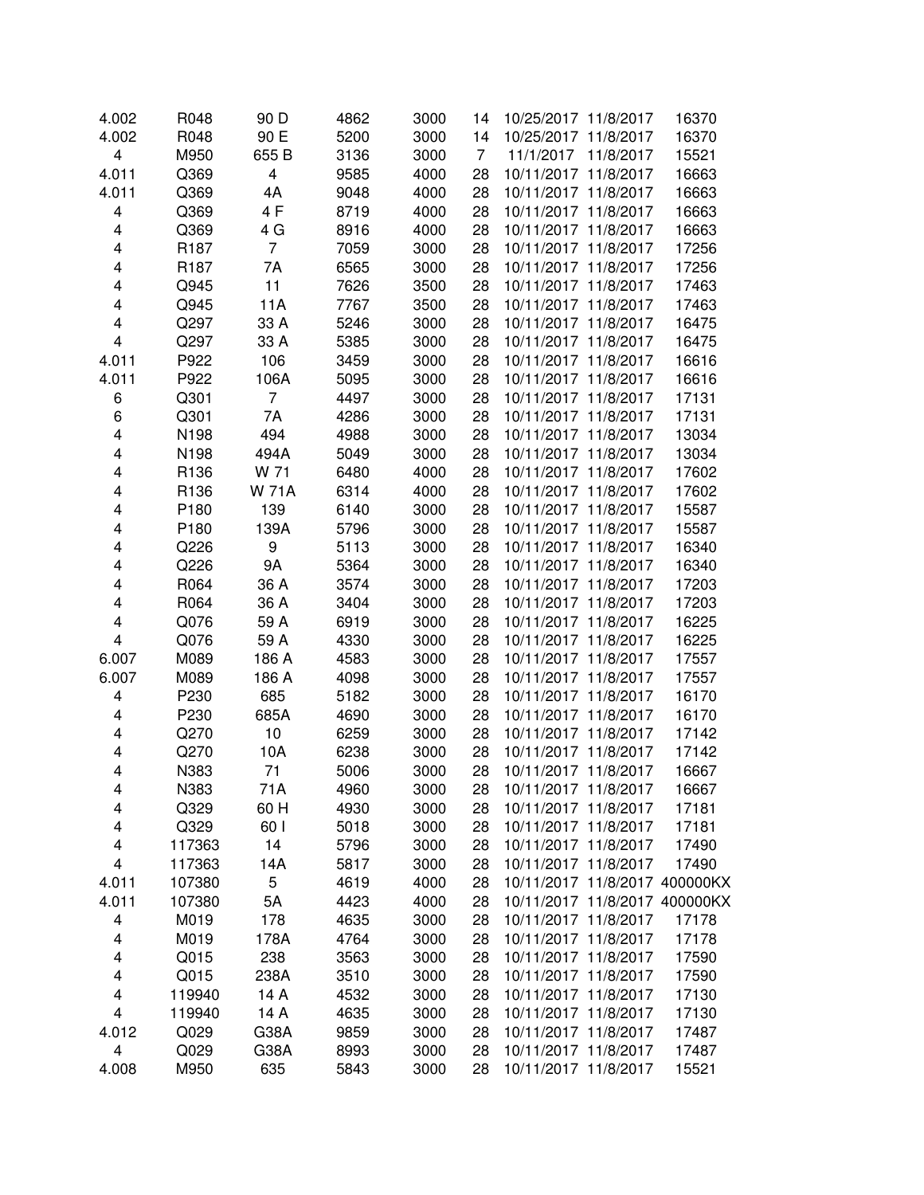| | | | | | | | | |
|---|---|---|---|---|---|---|---|---|
| 4.002 | R048 | 90 D | 4862 | 3000 | 14 | 10/25/2017 | 11/8/2017 | 16370 |
| 4.002 | R048 | 90 E | 5200 | 3000 | 14 | 10/25/2017 | 11/8/2017 | 16370 |
| 4 | M950 | 655 B | 3136 | 3000 | 7 | 11/1/2017 | 11/8/2017 | 15521 |
| 4.011 | Q369 | 4 | 9585 | 4000 | 28 | 10/11/2017 | 11/8/2017 | 16663 |
| 4.011 | Q369 | 4A | 9048 | 4000 | 28 | 10/11/2017 | 11/8/2017 | 16663 |
| 4 | Q369 | 4 F | 8719 | 4000 | 28 | 10/11/2017 | 11/8/2017 | 16663 |
| 4 | Q369 | 4 G | 8916 | 4000 | 28 | 10/11/2017 | 11/8/2017 | 16663 |
| 4 | R187 | 7 | 7059 | 3000 | 28 | 10/11/2017 | 11/8/2017 | 17256 |
| 4 | R187 | 7A | 6565 | 3000 | 28 | 10/11/2017 | 11/8/2017 | 17256 |
| 4 | Q945 | 11 | 7626 | 3500 | 28 | 10/11/2017 | 11/8/2017 | 17463 |
| 4 | Q945 | 11A | 7767 | 3500 | 28 | 10/11/2017 | 11/8/2017 | 17463 |
| 4 | Q297 | 33 A | 5246 | 3000 | 28 | 10/11/2017 | 11/8/2017 | 16475 |
| 4 | Q297 | 33 A | 5385 | 3000 | 28 | 10/11/2017 | 11/8/2017 | 16475 |
| 4.011 | P922 | 106 | 3459 | 3000 | 28 | 10/11/2017 | 11/8/2017 | 16616 |
| 4.011 | P922 | 106A | 5095 | 3000 | 28 | 10/11/2017 | 11/8/2017 | 16616 |
| 6 | Q301 | 7 | 4497 | 3000 | 28 | 10/11/2017 | 11/8/2017 | 17131 |
| 6 | Q301 | 7A | 4286 | 3000 | 28 | 10/11/2017 | 11/8/2017 | 17131 |
| 4 | N198 | 494 | 4988 | 3000 | 28 | 10/11/2017 | 11/8/2017 | 13034 |
| 4 | N198 | 494A | 5049 | 3000 | 28 | 10/11/2017 | 11/8/2017 | 13034 |
| 4 | R136 | W 71 | 6480 | 4000 | 28 | 10/11/2017 | 11/8/2017 | 17602 |
| 4 | R136 | W 71A | 6314 | 4000 | 28 | 10/11/2017 | 11/8/2017 | 17602 |
| 4 | P180 | 139 | 6140 | 3000 | 28 | 10/11/2017 | 11/8/2017 | 15587 |
| 4 | P180 | 139A | 5796 | 3000 | 28 | 10/11/2017 | 11/8/2017 | 15587 |
| 4 | Q226 | 9 | 5113 | 3000 | 28 | 10/11/2017 | 11/8/2017 | 16340 |
| 4 | Q226 | 9A | 5364 | 3000 | 28 | 10/11/2017 | 11/8/2017 | 16340 |
| 4 | R064 | 36 A | 3574 | 3000 | 28 | 10/11/2017 | 11/8/2017 | 17203 |
| 4 | R064 | 36 A | 3404 | 3000 | 28 | 10/11/2017 | 11/8/2017 | 17203 |
| 4 | Q076 | 59 A | 6919 | 3000 | 28 | 10/11/2017 | 11/8/2017 | 16225 |
| 4 | Q076 | 59 A | 4330 | 3000 | 28 | 10/11/2017 | 11/8/2017 | 16225 |
| 6.007 | M089 | 186 A | 4583 | 3000 | 28 | 10/11/2017 | 11/8/2017 | 17557 |
| 6.007 | M089 | 186 A | 4098 | 3000 | 28 | 10/11/2017 | 11/8/2017 | 17557 |
| 4 | P230 | 685 | 5182 | 3000 | 28 | 10/11/2017 | 11/8/2017 | 16170 |
| 4 | P230 | 685A | 4690 | 3000 | 28 | 10/11/2017 | 11/8/2017 | 16170 |
| 4 | Q270 | 10 | 6259 | 3000 | 28 | 10/11/2017 | 11/8/2017 | 17142 |
| 4 | Q270 | 10A | 6238 | 3000 | 28 | 10/11/2017 | 11/8/2017 | 17142 |
| 4 | N383 | 71 | 5006 | 3000 | 28 | 10/11/2017 | 11/8/2017 | 16667 |
| 4 | N383 | 71A | 4960 | 3000 | 28 | 10/11/2017 | 11/8/2017 | 16667 |
| 4 | Q329 | 60 H | 4930 | 3000 | 28 | 10/11/2017 | 11/8/2017 | 17181 |
| 4 | Q329 | 60 I | 5018 | 3000 | 28 | 10/11/2017 | 11/8/2017 | 17181 |
| 4 | 117363 | 14 | 5796 | 3000 | 28 | 10/11/2017 | 11/8/2017 | 17490 |
| 4 | 117363 | 14A | 5817 | 3000 | 28 | 10/11/2017 | 11/8/2017 | 17490 |
| 4.011 | 107380 | 5 | 4619 | 4000 | 28 | 10/11/2017 | 11/8/2017 | 400000KX |
| 4.011 | 107380 | 5A | 4423 | 4000 | 28 | 10/11/2017 | 11/8/2017 | 400000KX |
| 4 | M019 | 178 | 4635 | 3000 | 28 | 10/11/2017 | 11/8/2017 | 17178 |
| 4 | M019 | 178A | 4764 | 3000 | 28 | 10/11/2017 | 11/8/2017 | 17178 |
| 4 | Q015 | 238 | 3563 | 3000 | 28 | 10/11/2017 | 11/8/2017 | 17590 |
| 4 | Q015 | 238A | 3510 | 3000 | 28 | 10/11/2017 | 11/8/2017 | 17590 |
| 4 | 119940 | 14 A | 4532 | 3000 | 28 | 10/11/2017 | 11/8/2017 | 17130 |
| 4 | 119940 | 14 A | 4635 | 3000 | 28 | 10/11/2017 | 11/8/2017 | 17130 |
| 4.012 | Q029 | G38A | 9859 | 3000 | 28 | 10/11/2017 | 11/8/2017 | 17487 |
| 4 | Q029 | G38A | 8993 | 3000 | 28 | 10/11/2017 | 11/8/2017 | 17487 |
| 4.008 | M950 | 635 | 5843 | 3000 | 28 | 10/11/2017 | 11/8/2017 | 15521 |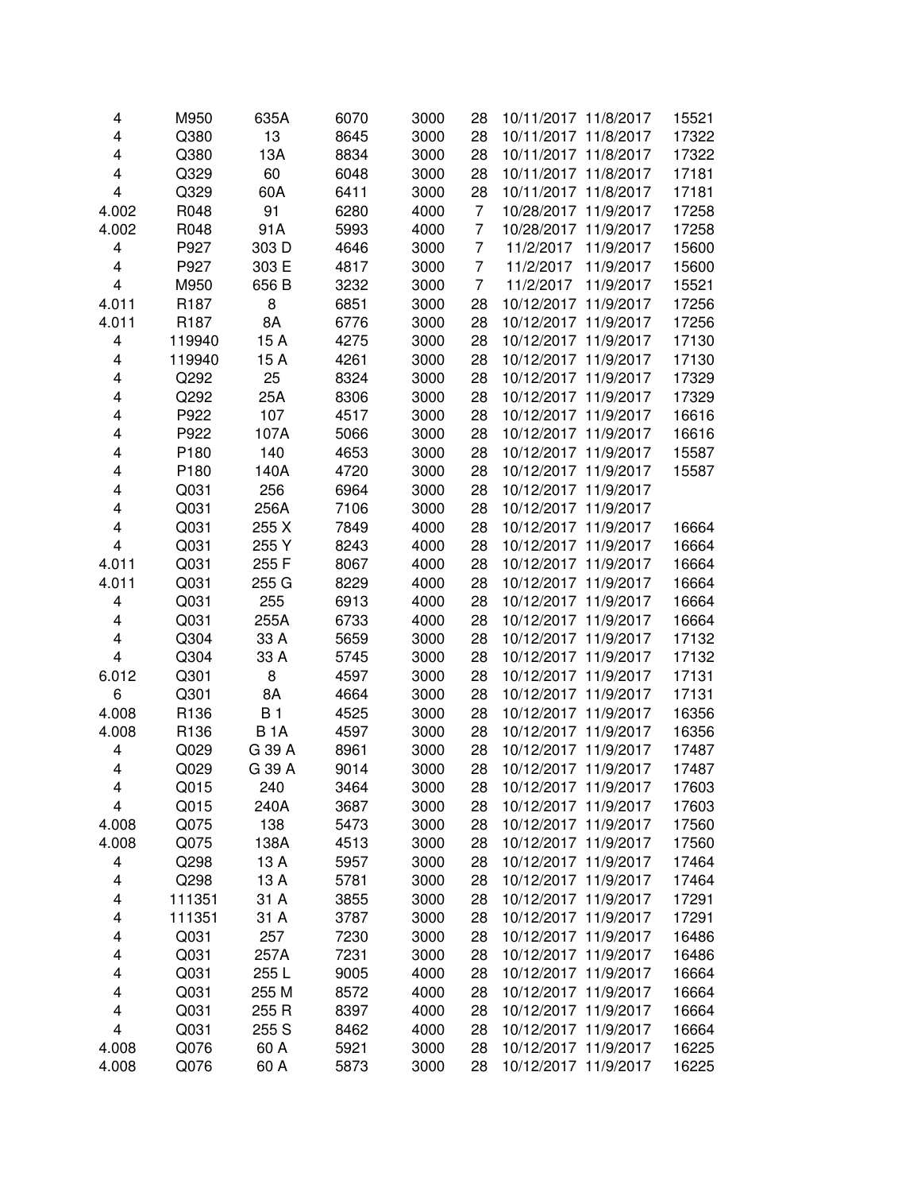| | | | | | | | | |
|---|---|---|---|---|---|---|---|---|
| 4 | M950 | 635A | 6070 | 3000 | 28 | 10/11/2017 | 11/8/2017 | 15521 |
| 4 | Q380 | 13 | 8645 | 3000 | 28 | 10/11/2017 | 11/8/2017 | 17322 |
| 4 | Q380 | 13A | 8834 | 3000 | 28 | 10/11/2017 | 11/8/2017 | 17322 |
| 4 | Q329 | 60 | 6048 | 3000 | 28 | 10/11/2017 | 11/8/2017 | 17181 |
| 4 | Q329 | 60A | 6411 | 3000 | 28 | 10/11/2017 | 11/8/2017 | 17181 |
| 4.002 | R048 | 91 | 6280 | 4000 | 7 | 10/28/2017 | 11/9/2017 | 17258 |
| 4.002 | R048 | 91A | 5993 | 4000 | 7 | 10/28/2017 | 11/9/2017 | 17258 |
| 4 | P927 | 303 D | 4646 | 3000 | 7 | 11/2/2017 | 11/9/2017 | 15600 |
| 4 | P927 | 303 E | 4817 | 3000 | 7 | 11/2/2017 | 11/9/2017 | 15600 |
| 4 | M950 | 656 B | 3232 | 3000 | 7 | 11/2/2017 | 11/9/2017 | 15521 |
| 4.011 | R187 | 8 | 6851 | 3000 | 28 | 10/12/2017 | 11/9/2017 | 17256 |
| 4.011 | R187 | 8A | 6776 | 3000 | 28 | 10/12/2017 | 11/9/2017 | 17256 |
| 4 | 119940 | 15 A | 4275 | 3000 | 28 | 10/12/2017 | 11/9/2017 | 17130 |
| 4 | 119940 | 15 A | 4261 | 3000 | 28 | 10/12/2017 | 11/9/2017 | 17130 |
| 4 | Q292 | 25 | 8324 | 3000 | 28 | 10/12/2017 | 11/9/2017 | 17329 |
| 4 | Q292 | 25A | 8306 | 3000 | 28 | 10/12/2017 | 11/9/2017 | 17329 |
| 4 | P922 | 107 | 4517 | 3000 | 28 | 10/12/2017 | 11/9/2017 | 16616 |
| 4 | P922 | 107A | 5066 | 3000 | 28 | 10/12/2017 | 11/9/2017 | 16616 |
| 4 | P180 | 140 | 4653 | 3000 | 28 | 10/12/2017 | 11/9/2017 | 15587 |
| 4 | P180 | 140A | 4720 | 3000 | 28 | 10/12/2017 | 11/9/2017 | 15587 |
| 4 | Q031 | 256 | 6964 | 3000 | 28 | 10/12/2017 | 11/9/2017 | |
| 4 | Q031 | 256A | 7106 | 3000 | 28 | 10/12/2017 | 11/9/2017 | |
| 4 | Q031 | 255 X | 7849 | 4000 | 28 | 10/12/2017 | 11/9/2017 | 16664 |
| 4 | Q031 | 255 Y | 8243 | 4000 | 28 | 10/12/2017 | 11/9/2017 | 16664 |
| 4.011 | Q031 | 255 F | 8067 | 4000 | 28 | 10/12/2017 | 11/9/2017 | 16664 |
| 4.011 | Q031 | 255 G | 8229 | 4000 | 28 | 10/12/2017 | 11/9/2017 | 16664 |
| 4 | Q031 | 255 | 6913 | 4000 | 28 | 10/12/2017 | 11/9/2017 | 16664 |
| 4 | Q031 | 255A | 6733 | 4000 | 28 | 10/12/2017 | 11/9/2017 | 16664 |
| 4 | Q304 | 33 A | 5659 | 3000 | 28 | 10/12/2017 | 11/9/2017 | 17132 |
| 4 | Q304 | 33 A | 5745 | 3000 | 28 | 10/12/2017 | 11/9/2017 | 17132 |
| 6.012 | Q301 | 8 | 4597 | 3000 | 28 | 10/12/2017 | 11/9/2017 | 17131 |
| 6 | Q301 | 8A | 4664 | 3000 | 28 | 10/12/2017 | 11/9/2017 | 17131 |
| 4.008 | R136 | B 1 | 4525 | 3000 | 28 | 10/12/2017 | 11/9/2017 | 16356 |
| 4.008 | R136 | B 1A | 4597 | 3000 | 28 | 10/12/2017 | 11/9/2017 | 16356 |
| 4 | Q029 | G 39 A | 8961 | 3000 | 28 | 10/12/2017 | 11/9/2017 | 17487 |
| 4 | Q029 | G 39 A | 9014 | 3000 | 28 | 10/12/2017 | 11/9/2017 | 17487 |
| 4 | Q015 | 240 | 3464 | 3000 | 28 | 10/12/2017 | 11/9/2017 | 17603 |
| 4 | Q015 | 240A | 3687 | 3000 | 28 | 10/12/2017 | 11/9/2017 | 17603 |
| 4.008 | Q075 | 138 | 5473 | 3000 | 28 | 10/12/2017 | 11/9/2017 | 17560 |
| 4.008 | Q075 | 138A | 4513 | 3000 | 28 | 10/12/2017 | 11/9/2017 | 17560 |
| 4 | Q298 | 13 A | 5957 | 3000 | 28 | 10/12/2017 | 11/9/2017 | 17464 |
| 4 | Q298 | 13 A | 5781 | 3000 | 28 | 10/12/2017 | 11/9/2017 | 17464 |
| 4 | 111351 | 31 A | 3855 | 3000 | 28 | 10/12/2017 | 11/9/2017 | 17291 |
| 4 | 111351 | 31 A | 3787 | 3000 | 28 | 10/12/2017 | 11/9/2017 | 17291 |
| 4 | Q031 | 257 | 7230 | 3000 | 28 | 10/12/2017 | 11/9/2017 | 16486 |
| 4 | Q031 | 257A | 7231 | 3000 | 28 | 10/12/2017 | 11/9/2017 | 16486 |
| 4 | Q031 | 255 L | 9005 | 4000 | 28 | 10/12/2017 | 11/9/2017 | 16664 |
| 4 | Q031 | 255 M | 8572 | 4000 | 28 | 10/12/2017 | 11/9/2017 | 16664 |
| 4 | Q031 | 255 R | 8397 | 4000 | 28 | 10/12/2017 | 11/9/2017 | 16664 |
| 4 | Q031 | 255 S | 8462 | 4000 | 28 | 10/12/2017 | 11/9/2017 | 16664 |
| 4.008 | Q076 | 60 A | 5921 | 3000 | 28 | 10/12/2017 | 11/9/2017 | 16225 |
| 4.008 | Q076 | 60 A | 5873 | 3000 | 28 | 10/12/2017 | 11/9/2017 | 16225 |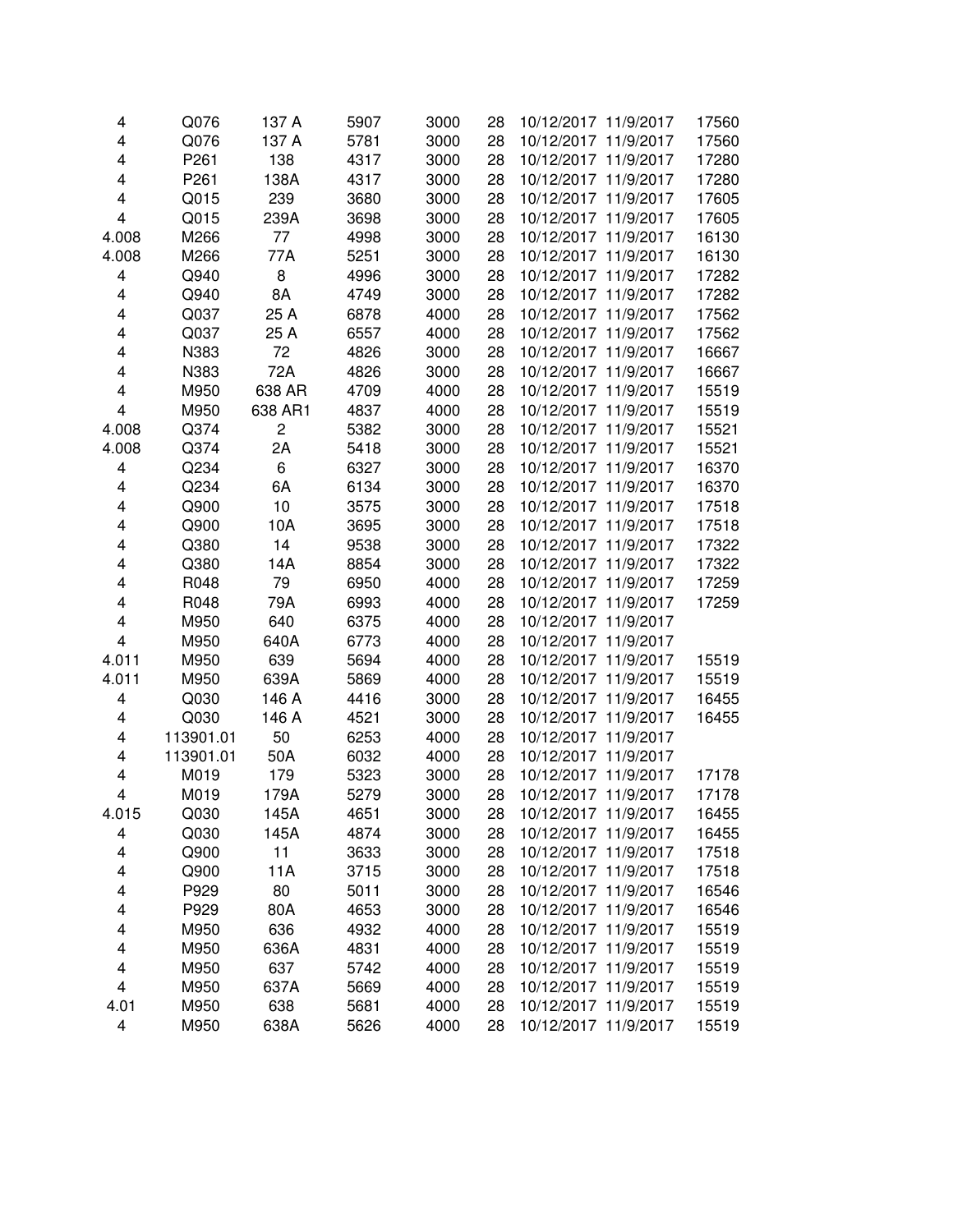| | | | | | | | | |
|---|---|---|---|---|---|---|---|---|
| 4 | Q076 | 137 A | 5907 | 3000 | 28 | 10/12/2017 | 11/9/2017 | 17560 |
| 4 | Q076 | 137 A | 5781 | 3000 | 28 | 10/12/2017 | 11/9/2017 | 17560 |
| 4 | P261 | 138 | 4317 | 3000 | 28 | 10/12/2017 | 11/9/2017 | 17280 |
| 4 | P261 | 138A | 4317 | 3000 | 28 | 10/12/2017 | 11/9/2017 | 17280 |
| 4 | Q015 | 239 | 3680 | 3000 | 28 | 10/12/2017 | 11/9/2017 | 17605 |
| 4 | Q015 | 239A | 3698 | 3000 | 28 | 10/12/2017 | 11/9/2017 | 17605 |
| 4.008 | M266 | 77 | 4998 | 3000 | 28 | 10/12/2017 | 11/9/2017 | 16130 |
| 4.008 | M266 | 77A | 5251 | 3000 | 28 | 10/12/2017 | 11/9/2017 | 16130 |
| 4 | Q940 | 8 | 4996 | 3000 | 28 | 10/12/2017 | 11/9/2017 | 17282 |
| 4 | Q940 | 8A | 4749 | 3000 | 28 | 10/12/2017 | 11/9/2017 | 17282 |
| 4 | Q037 | 25 A | 6878 | 4000 | 28 | 10/12/2017 | 11/9/2017 | 17562 |
| 4 | Q037 | 25 A | 6557 | 4000 | 28 | 10/12/2017 | 11/9/2017 | 17562 |
| 4 | N383 | 72 | 4826 | 3000 | 28 | 10/12/2017 | 11/9/2017 | 16667 |
| 4 | N383 | 72A | 4826 | 3000 | 28 | 10/12/2017 | 11/9/2017 | 16667 |
| 4 | M950 | 638 AR | 4709 | 4000 | 28 | 10/12/2017 | 11/9/2017 | 15519 |
| 4 | M950 | 638 AR1 | 4837 | 4000 | 28 | 10/12/2017 | 11/9/2017 | 15519 |
| 4.008 | Q374 | 2 | 5382 | 3000 | 28 | 10/12/2017 | 11/9/2017 | 15521 |
| 4.008 | Q374 | 2A | 5418 | 3000 | 28 | 10/12/2017 | 11/9/2017 | 15521 |
| 4 | Q234 | 6 | 6327 | 3000 | 28 | 10/12/2017 | 11/9/2017 | 16370 |
| 4 | Q234 | 6A | 6134 | 3000 | 28 | 10/12/2017 | 11/9/2017 | 16370 |
| 4 | Q900 | 10 | 3575 | 3000 | 28 | 10/12/2017 | 11/9/2017 | 17518 |
| 4 | Q900 | 10A | 3695 | 3000 | 28 | 10/12/2017 | 11/9/2017 | 17518 |
| 4 | Q380 | 14 | 9538 | 3000 | 28 | 10/12/2017 | 11/9/2017 | 17322 |
| 4 | Q380 | 14A | 8854 | 3000 | 28 | 10/12/2017 | 11/9/2017 | 17322 |
| 4 | R048 | 79 | 6950 | 4000 | 28 | 10/12/2017 | 11/9/2017 | 17259 |
| 4 | R048 | 79A | 6993 | 4000 | 28 | 10/12/2017 | 11/9/2017 | 17259 |
| 4 | M950 | 640 | 6375 | 4000 | 28 | 10/12/2017 | 11/9/2017 | |
| 4 | M950 | 640A | 6773 | 4000 | 28 | 10/12/2017 | 11/9/2017 | |
| 4.011 | M950 | 639 | 5694 | 4000 | 28 | 10/12/2017 | 11/9/2017 | 15519 |
| 4.011 | M950 | 639A | 5869 | 4000 | 28 | 10/12/2017 | 11/9/2017 | 15519 |
| 4 | Q030 | 146 A | 4416 | 3000 | 28 | 10/12/2017 | 11/9/2017 | 16455 |
| 4 | Q030 | 146 A | 4521 | 3000 | 28 | 10/12/2017 | 11/9/2017 | 16455 |
| 4 | 113901.01 | 50 | 6253 | 4000 | 28 | 10/12/2017 | 11/9/2017 | |
| 4 | 113901.01 | 50A | 6032 | 4000 | 28 | 10/12/2017 | 11/9/2017 | |
| 4 | M019 | 179 | 5323 | 3000 | 28 | 10/12/2017 | 11/9/2017 | 17178 |
| 4 | M019 | 179A | 5279 | 3000 | 28 | 10/12/2017 | 11/9/2017 | 17178 |
| 4.015 | Q030 | 145A | 4651 | 3000 | 28 | 10/12/2017 | 11/9/2017 | 16455 |
| 4 | Q030 | 145A | 4874 | 3000 | 28 | 10/12/2017 | 11/9/2017 | 16455 |
| 4 | Q900 | 11 | 3633 | 3000 | 28 | 10/12/2017 | 11/9/2017 | 17518 |
| 4 | Q900 | 11A | 3715 | 3000 | 28 | 10/12/2017 | 11/9/2017 | 17518 |
| 4 | P929 | 80 | 5011 | 3000 | 28 | 10/12/2017 | 11/9/2017 | 16546 |
| 4 | P929 | 80A | 4653 | 3000 | 28 | 10/12/2017 | 11/9/2017 | 16546 |
| 4 | M950 | 636 | 4932 | 4000 | 28 | 10/12/2017 | 11/9/2017 | 15519 |
| 4 | M950 | 636A | 4831 | 4000 | 28 | 10/12/2017 | 11/9/2017 | 15519 |
| 4 | M950 | 637 | 5742 | 4000 | 28 | 10/12/2017 | 11/9/2017 | 15519 |
| 4 | M950 | 637A | 5669 | 4000 | 28 | 10/12/2017 | 11/9/2017 | 15519 |
| 4.01 | M950 | 638 | 5681 | 4000 | 28 | 10/12/2017 | 11/9/2017 | 15519 |
| 4 | M950 | 638A | 5626 | 4000 | 28 | 10/12/2017 | 11/9/2017 | 15519 |